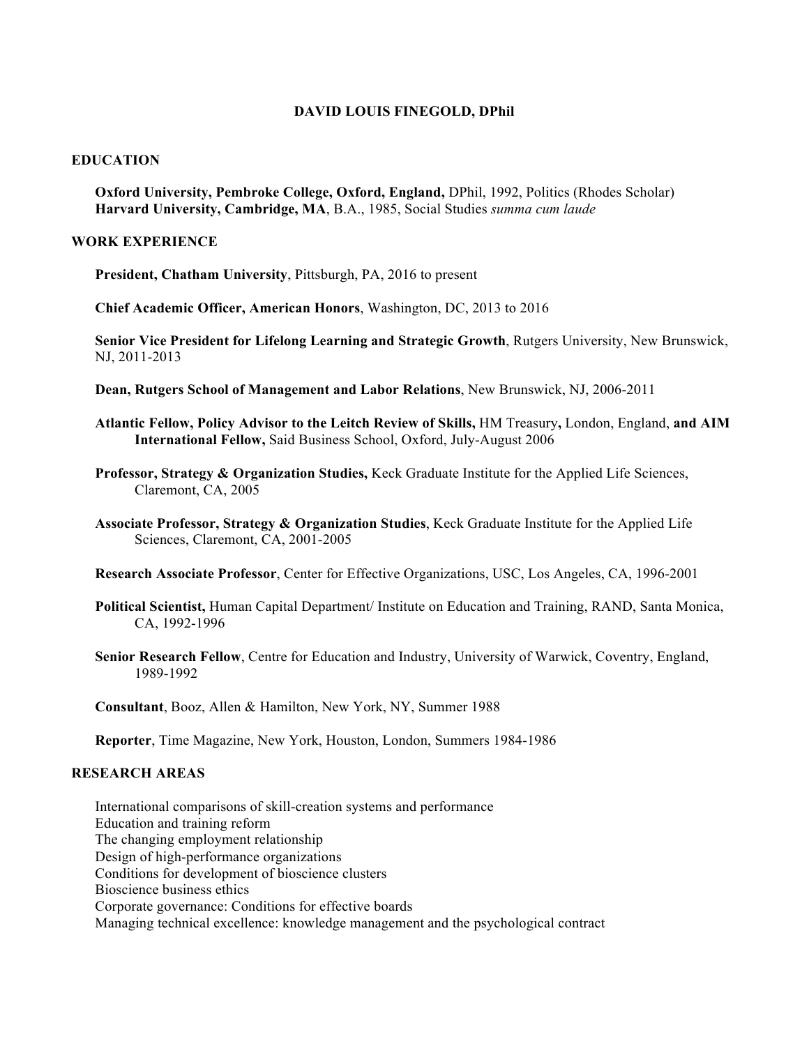# DAVID LOUIS FINEGOLD, DPhil

## EDUCATION

**Oxford University, Pembroke College, Oxford, England,** DPhil, 1992, Politics (Rhodes Scholar)
**Harvard University, Cambridge, MA**, B.A., 1985, Social Studies *summa cum laude*

## WORK EXPERIENCE

**President, Chatham University**, Pittsburgh, PA, 2016 to present

**Chief Academic Officer, American Honors**, Washington, DC, 2013 to 2016

**Senior Vice President for Lifelong Learning and Strategic Growth**, Rutgers University, New Brunswick, NJ, 2011-2013

**Dean, Rutgers School of Management and Labor Relations**, New Brunswick, NJ, 2006-2011

**Atlantic Fellow, Policy Advisor to the Leitch Review of Skills,** HM Treasury**,** London, England, **and AIM International Fellow,** Said Business School, Oxford, July-August 2006

**Professor, Strategy & Organization Studies,** Keck Graduate Institute for the Applied Life Sciences, Claremont, CA, 2005

**Associate Professor, Strategy & Organization Studies**, Keck Graduate Institute for the Applied Life Sciences, Claremont, CA, 2001-2005

**Research Associate Professor**, Center for Effective Organizations, USC, Los Angeles, CA, 1996-2001

**Political Scientist,** Human Capital Department/ Institute on Education and Training, RAND, Santa Monica, CA, 1992-1996

**Senior Research Fellow**, Centre for Education and Industry, University of Warwick, Coventry, England, 1989-1992

**Consultant**, Booz, Allen & Hamilton, New York, NY, Summer 1988

**Reporter**, Time Magazine, New York, Houston, London, Summers 1984-1986

## RESEARCH AREAS

International comparisons of skill-creation systems and performance
Education and training reform
The changing employment relationship
Design of high-performance organizations
Conditions for development of bioscience clusters
Bioscience business ethics
Corporate governance: Conditions for effective boards
Managing technical excellence: knowledge management and the psychological contract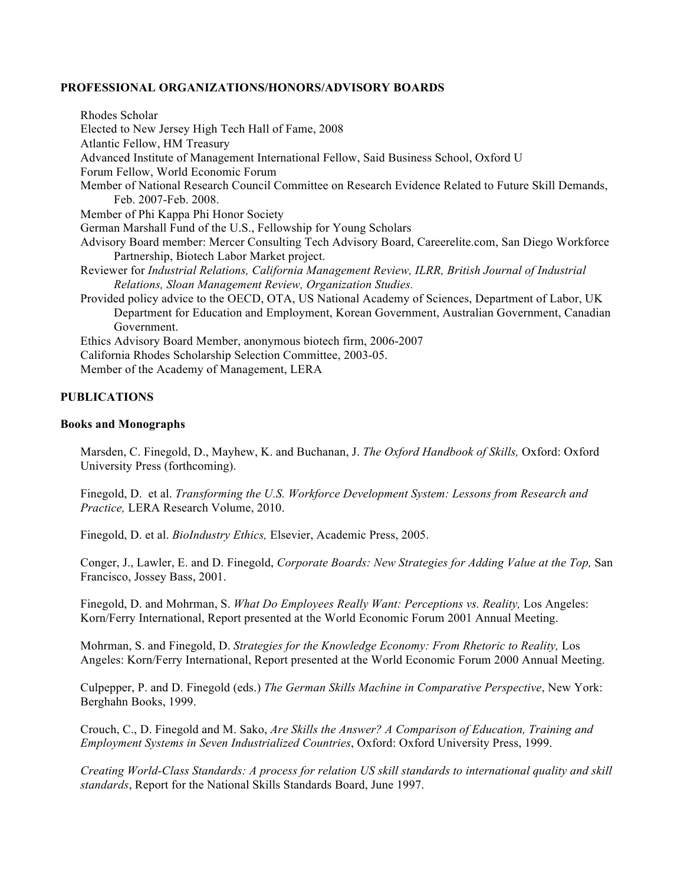## PROFESSIONAL ORGANIZATIONS/HONORS/ADVISORY BOARDS

Rhodes Scholar
Elected to New Jersey High Tech Hall of Fame, 2008
Atlantic Fellow, HM Treasury
Advanced Institute of Management International Fellow, Said Business School, Oxford U
Forum Fellow, World Economic Forum
Member of National Research Council Committee on Research Evidence Related to Future Skill Demands, Feb. 2007-Feb. 2008.
Member of Phi Kappa Phi Honor Society
German Marshall Fund of the U.S., Fellowship for Young Scholars
Advisory Board member: Mercer Consulting Tech Advisory Board, Careerelite.com, San Diego Workforce Partnership, Biotech Labor Market project.
Reviewer for *Industrial Relations, California Management Review, ILRR, British Journal of Industrial Relations, Sloan Management Review, Organization Studies.*
Provided policy advice to the OECD, OTA, US National Academy of Sciences, Department of Labor, UK Department for Education and Employment, Korean Government, Australian Government, Canadian Government.
Ethics Advisory Board Member, anonymous biotech firm, 2006-2007
California Rhodes Scholarship Selection Committee, 2003-05.
Member of the Academy of Management, LERA

## PUBLICATIONS

### Books and Monographs

Marsden, C. Finegold, D., Mayhew, K. and Buchanan, J. *The Oxford Handbook of Skills,* Oxford: Oxford University Press (forthcoming).

Finegold, D. et al. *Transforming the U.S. Workforce Development System: Lessons from Research and Practice,* LERA Research Volume, 2010.

Finegold, D. et al. *BioIndustry Ethics,* Elsevier, Academic Press, 2005.

Conger, J., Lawler, E. and D. Finegold, *Corporate Boards: New Strategies for Adding Value at the Top,* San Francisco, Jossey Bass, 2001.

Finegold, D. and Mohrman, S. *What Do Employees Really Want: Perceptions vs. Reality,* Los Angeles: Korn/Ferry International, Report presented at the World Economic Forum 2001 Annual Meeting.

Mohrman, S. and Finegold, D. *Strategies for the Knowledge Economy: From Rhetoric to Reality,* Los Angeles: Korn/Ferry International, Report presented at the World Economic Forum 2000 Annual Meeting.

Culpepper, P. and D. Finegold (eds.) *The German Skills Machine in Comparative Perspective*, New York: Berghahn Books, 1999.

Crouch, C., D. Finegold and M. Sako, *Are Skills the Answer? A Comparison of Education, Training and Employment Systems in Seven Industrialized Countries*, Oxford: Oxford University Press, 1999.

*Creating World-Class Standards: A process for relation US skill standards to international quality and skill standards*, Report for the National Skills Standards Board, June 1997.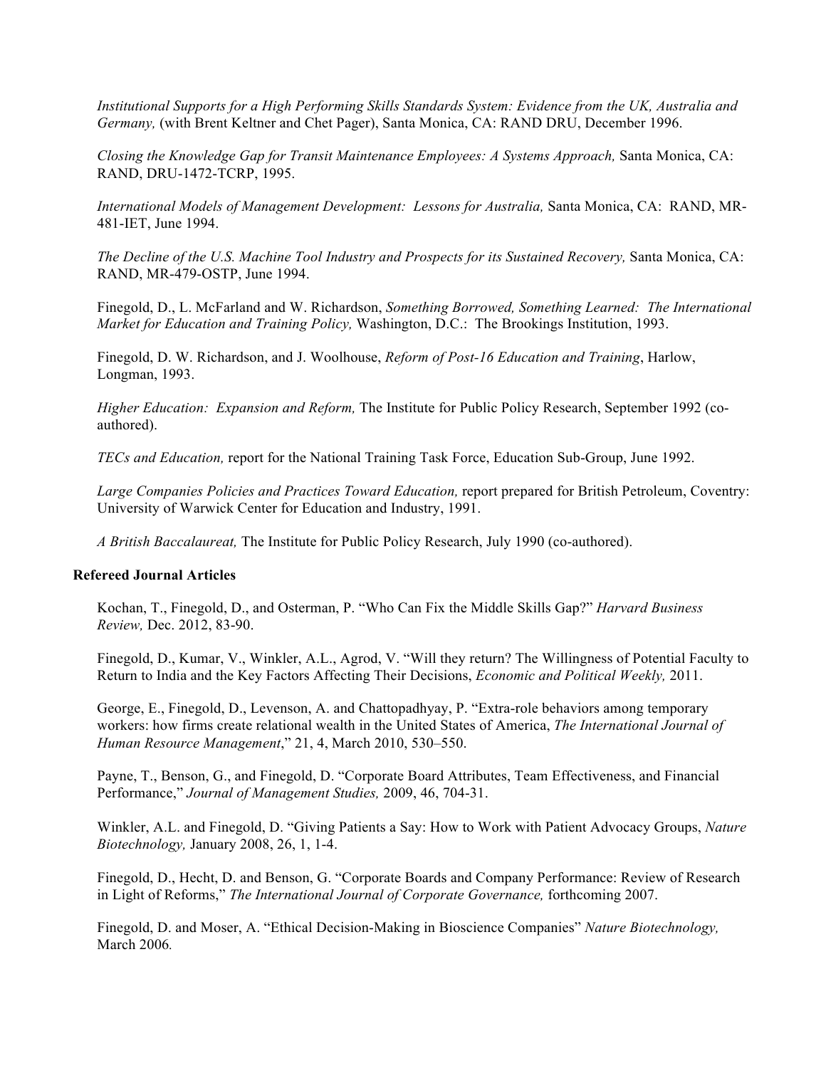*Institutional Supports for a High Performing Skills Standards System: Evidence from the UK, Australia and Germany,* (with Brent Keltner and Chet Pager), Santa Monica, CA: RAND DRU, December 1996.

*Closing the Knowledge Gap for Transit Maintenance Employees: A Systems Approach,* Santa Monica, CA: RAND, DRU-1472-TCRP, 1995.

*International Models of Management Development: Lessons for Australia,* Santa Monica, CA: RAND, MR-481-IET, June 1994.

*The Decline of the U.S. Machine Tool Industry and Prospects for its Sustained Recovery,* Santa Monica, CA: RAND, MR-479-OSTP, June 1994.

Finegold, D., L. McFarland and W. Richardson, *Something Borrowed, Something Learned: The International Market for Education and Training Policy,* Washington, D.C.: The Brookings Institution, 1993.

Finegold, D. W. Richardson, and J. Woolhouse, *Reform of Post-16 Education and Training*, Harlow, Longman, 1993.

*Higher Education: Expansion and Reform,* The Institute for Public Policy Research, September 1992 (co-authored).

*TECs and Education,* report for the National Training Task Force, Education Sub-Group, June 1992.

*Large Companies Policies and Practices Toward Education,* report prepared for British Petroleum, Coventry: University of Warwick Center for Education and Industry, 1991.

*A British Baccalaureat,* The Institute for Public Policy Research, July 1990 (co-authored).

### Refereed Journal Articles

Kochan, T., Finegold, D., and Osterman, P. "Who Can Fix the Middle Skills Gap?" *Harvard Business Review,* Dec. 2012, 83-90.

Finegold, D., Kumar, V., Winkler, A.L., Agrod, V. "Will they return? The Willingness of Potential Faculty to Return to India and the Key Factors Affecting Their Decisions, *Economic and Political Weekly,* 2011.

George, E., Finegold, D., Levenson, A. and Chattopadhyay, P. "Extra-role behaviors among temporary workers: how firms create relational wealth in the United States of America, *The International Journal of Human Resource Management*," 21, 4, March 2010, 530–550.

Payne, T., Benson, G., and Finegold, D. "Corporate Board Attributes, Team Effectiveness, and Financial Performance," *Journal of Management Studies,* 2009, 46, 704-31.

Winkler, A.L. and Finegold, D. "Giving Patients a Say: How to Work with Patient Advocacy Groups, *Nature Biotechnology,* January 2008, 26, 1, 1-4.

Finegold, D., Hecht, D. and Benson, G. "Corporate Boards and Company Performance: Review of Research in Light of Reforms," *The International Journal of Corporate Governance,* forthcoming 2007.

Finegold, D. and Moser, A. "Ethical Decision-Making in Bioscience Companies" *Nature Biotechnology,* March 2006.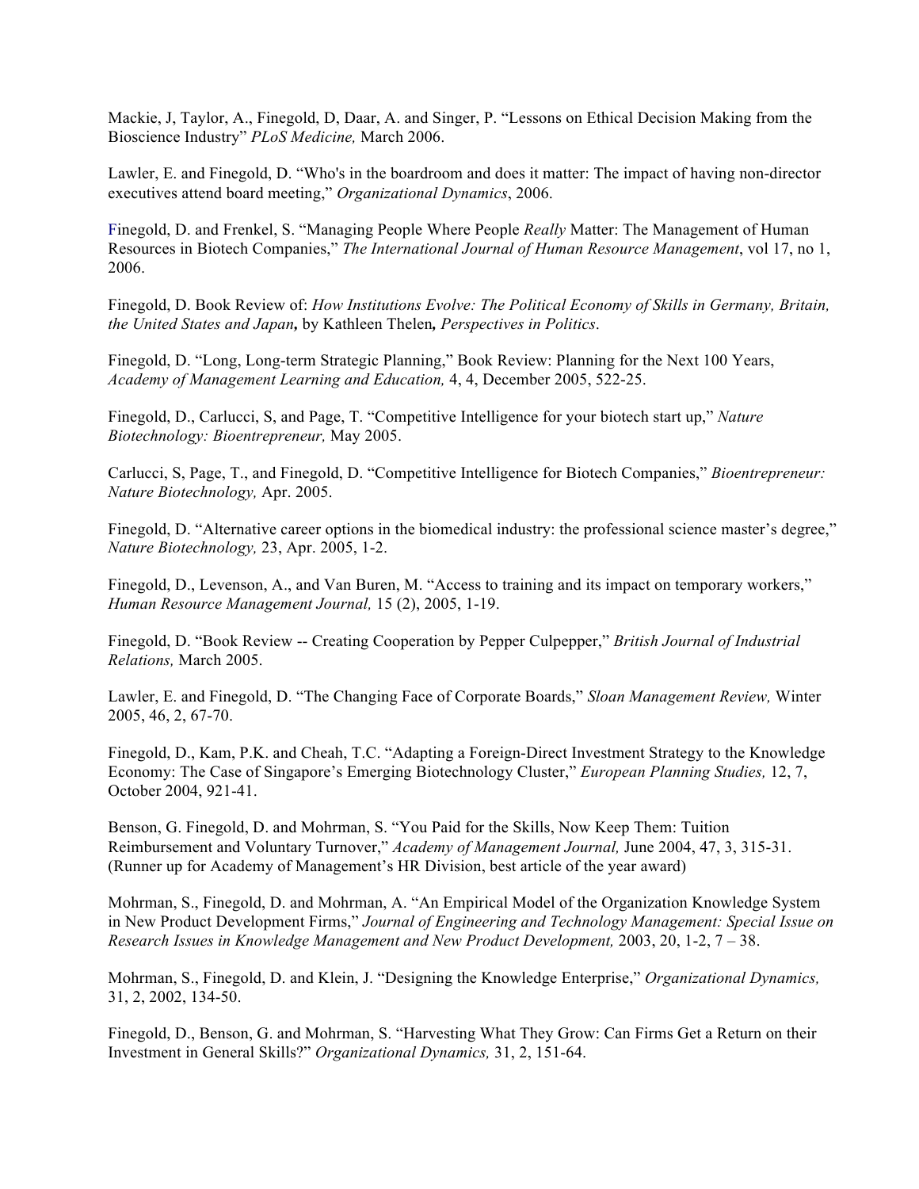Mackie, J, Taylor, A., Finegold, D, Daar, A. and Singer, P. "Lessons on Ethical Decision Making from the Bioscience Industry" *PLoS Medicine,* March 2006.

Lawler, E. and Finegold, D. "Who's in the boardroom and does it matter: The impact of having non-director executives attend board meeting," *Organizational Dynamics*, 2006.

Finegold, D. and Frenkel, S. "Managing People Where People *Really* Matter: The Management of Human Resources in Biotech Companies," *The International Journal of Human Resource Management*, vol 17, no 1, 2006.

Finegold, D. Book Review of: *How Institutions Evolve: The Political Economy of Skills in Germany, Britain, the United States and Japan***,** by Kathleen Thelen**,** *Perspectives in Politics*.

Finegold, D. "Long, Long-term Strategic Planning," Book Review: Planning for the Next 100 Years, *Academy of Management Learning and Education,* 4, 4, December 2005, 522-25.

Finegold, D., Carlucci, S, and Page, T. "Competitive Intelligence for your biotech start up," *Nature Biotechnology: Bioentrepreneur,* May 2005.

Carlucci, S, Page, T., and Finegold, D. "Competitive Intelligence for Biotech Companies," *Bioentrepreneur: Nature Biotechnology,* Apr. 2005.

Finegold, D. "Alternative career options in the biomedical industry: the professional science master's degree," *Nature Biotechnology,* 23, Apr. 2005, 1-2.

Finegold, D., Levenson, A., and Van Buren, M. "Access to training and its impact on temporary workers," *Human Resource Management Journal,* 15 (2), 2005, 1-19.

Finegold, D. "Book Review -- Creating Cooperation by Pepper Culpepper," *British Journal of Industrial Relations,* March 2005.

Lawler, E. and Finegold, D. "The Changing Face of Corporate Boards," *Sloan Management Review,* Winter 2005, 46, 2, 67-70.

Finegold, D., Kam, P.K. and Cheah, T.C. "Adapting a Foreign-Direct Investment Strategy to the Knowledge Economy: The Case of Singapore's Emerging Biotechnology Cluster," *European Planning Studies,* 12, 7, October 2004, 921-41.

Benson, G. Finegold, D. and Mohrman, S. "You Paid for the Skills, Now Keep Them: Tuition Reimbursement and Voluntary Turnover," *Academy of Management Journal,* June 2004, 47, 3, 315-31. (Runner up for Academy of Management's HR Division, best article of the year award)

Mohrman, S., Finegold, D. and Mohrman, A. "An Empirical Model of the Organization Knowledge System in New Product Development Firms," *Journal of Engineering and Technology Management: Special Issue on Research Issues in Knowledge Management and New Product Development,* 2003, 20, 1-2, 7 – 38.

Mohrman, S., Finegold, D. and Klein, J. "Designing the Knowledge Enterprise," *Organizational Dynamics,* 31, 2, 2002, 134-50.

Finegold, D., Benson, G. and Mohrman, S. "Harvesting What They Grow: Can Firms Get a Return on their Investment in General Skills?" *Organizational Dynamics,* 31, 2, 151-64.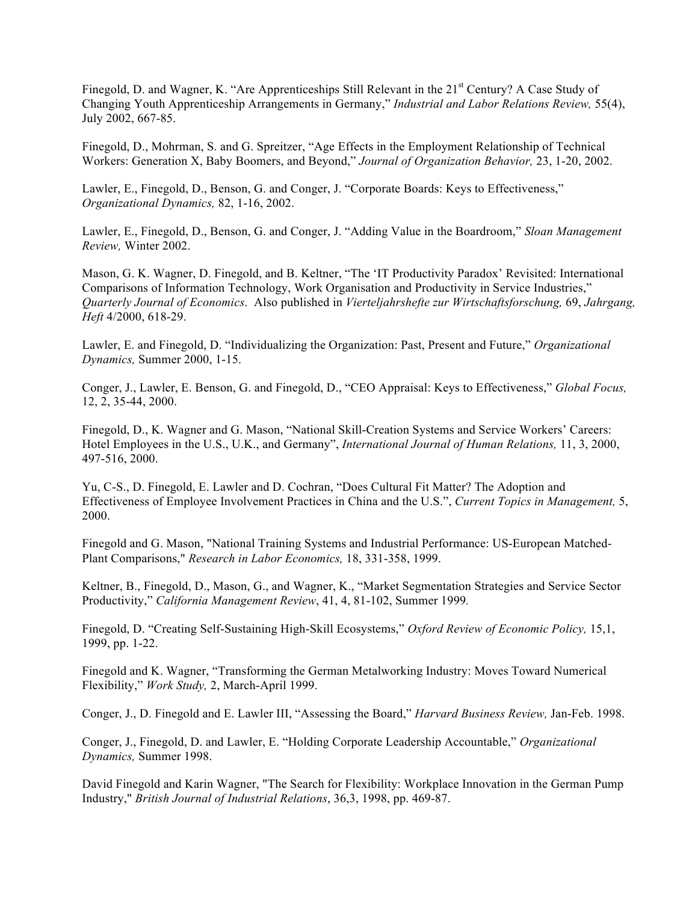Finegold, D. and Wagner, K. “Are Apprenticeships Still Relevant in the 21st Century? A Case Study of Changing Youth Apprenticeship Arrangements in Germany,” *Industrial and Labor Relations Review,* 55(4), July 2002, 667-85.

Finegold, D., Mohrman, S. and G. Spreitzer, “Age Effects in the Employment Relationship of Technical Workers: Generation X, Baby Boomers, and Beyond,” *Journal of Organization Behavior,* 23, 1-20, 2002.

Lawler, E., Finegold, D., Benson, G. and Conger, J. “Corporate Boards: Keys to Effectiveness,” *Organizational Dynamics,* 82, 1-16, 2002.

Lawler, E., Finegold, D., Benson, G. and Conger, J. “Adding Value in the Boardroom,” *Sloan Management Review,* Winter 2002.

Mason, G. K. Wagner, D. Finegold, and B. Keltner, “The ‘IT Productivity Paradox’ Revisited: International Comparisons of Information Technology, Work Organisation and Productivity in Service Industries,” *Quarterly Journal of Economics*. Also published in *Vierteljahrshefte zur Wirtschaftsforschung,* 69, *Jahrgang, Heft* 4/2000, 618-29.

Lawler, E. and Finegold, D. “Individualizing the Organization: Past, Present and Future,” *Organizational Dynamics,* Summer 2000, 1-15.

Conger, J., Lawler, E. Benson, G. and Finegold, D., “CEO Appraisal: Keys to Effectiveness,” *Global Focus,* 12, 2, 35-44, 2000.

Finegold, D., K. Wagner and G. Mason, “National Skill-Creation Systems and Service Workers’ Careers: Hotel Employees in the U.S., U.K., and Germany”, *International Journal of Human Relations,* 11, 3, 2000, 497-516, 2000.

Yu, C-S., D. Finegold, E. Lawler and D. Cochran, “Does Cultural Fit Matter? The Adoption and Effectiveness of Employee Involvement Practices in China and the U.S.”, *Current Topics in Management,* 5, 2000.

Finegold and G. Mason, "National Training Systems and Industrial Performance: US-European Matched-Plant Comparisons," *Research in Labor Economics,* 18, 331-358, 1999.

Keltner, B., Finegold, D., Mason, G., and Wagner, K., “Market Segmentation Strategies and Service Sector Productivity,” *California Management Review*, 41, 4, 81-102, Summer 1999.

Finegold, D. “Creating Self-Sustaining High-Skill Ecosystems,” *Oxford Review of Economic Policy,* 15,1, 1999, pp. 1-22.

Finegold and K. Wagner, “Transforming the German Metalworking Industry: Moves Toward Numerical Flexibility,” *Work Study,* 2, March-April 1999.

Conger, J., D. Finegold and E. Lawler III, “Assessing the Board,” *Harvard Business Review,* Jan-Feb. 1998.

Conger, J., Finegold, D. and Lawler, E. “Holding Corporate Leadership Accountable,” *Organizational Dynamics,* Summer 1998.

David Finegold and Karin Wagner, "The Search for Flexibility: Workplace Innovation in the German Pump Industry," *British Journal of Industrial Relations*, 36,3, 1998, pp. 469-87.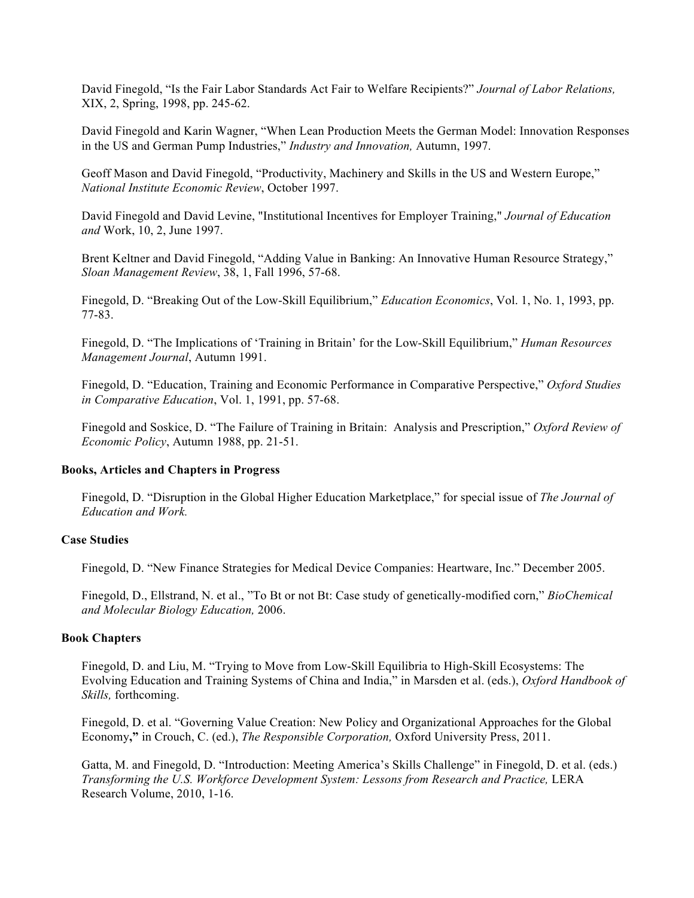David Finegold, "Is the Fair Labor Standards Act Fair to Welfare Recipients?" *Journal of Labor Relations,* XIX, 2, Spring, 1998, pp. 245-62.

David Finegold and Karin Wagner, "When Lean Production Meets the German Model: Innovation Responses in the US and German Pump Industries," *Industry and Innovation,* Autumn, 1997.

Geoff Mason and David Finegold, "Productivity, Machinery and Skills in the US and Western Europe," *National Institute Economic Review*, October 1997.

David Finegold and David Levine, "Institutional Incentives for Employer Training," *Journal of Education and* Work, 10, 2, June 1997.

Brent Keltner and David Finegold, "Adding Value in Banking: An Innovative Human Resource Strategy," *Sloan Management Review*, 38, 1, Fall 1996, 57-68.

Finegold, D. "Breaking Out of the Low-Skill Equilibrium," *Education Economics*, Vol. 1, No. 1, 1993, pp. 77-83.

Finegold, D. "The Implications of 'Training in Britain' for the Low-Skill Equilibrium," *Human Resources Management Journal*, Autumn 1991.

Finegold, D. "Education, Training and Economic Performance in Comparative Perspective," *Oxford Studies in Comparative Education*, Vol. 1, 1991, pp. 57-68.

Finegold and Soskice, D. "The Failure of Training in Britain: Analysis and Prescription," *Oxford Review of Economic Policy*, Autumn 1988, pp. 21-51.

**Books, Articles and Chapters in Progress**

Finegold, D. "Disruption in the Global Higher Education Marketplace," for special issue of *The Journal of Education and Work.*

**Case Studies**

Finegold, D. "New Finance Strategies for Medical Device Companies: Heartware, Inc." December 2005.

Finegold, D., Ellstrand, N. et al., "To Bt or not Bt: Case study of genetically-modified corn," *BioChemical and Molecular Biology Education,* 2006.

**Book Chapters**

Finegold, D. and Liu, M. "Trying to Move from Low-Skill Equilibria to High-Skill Ecosystems: The Evolving Education and Training Systems of China and India," in Marsden et al. (eds.), *Oxford Handbook of Skills,* forthcoming.

Finegold, D. et al. "Governing Value Creation: New Policy and Organizational Approaches for the Global Economy**,"** in Crouch, C. (ed.), *The Responsible Corporation,* Oxford University Press, 2011.

Gatta, M. and Finegold, D. "Introduction: Meeting America's Skills Challenge" in Finegold, D. et al. (eds.) *Transforming the U.S. Workforce Development System: Lessons from Research and Practice,* LERA Research Volume, 2010, 1-16.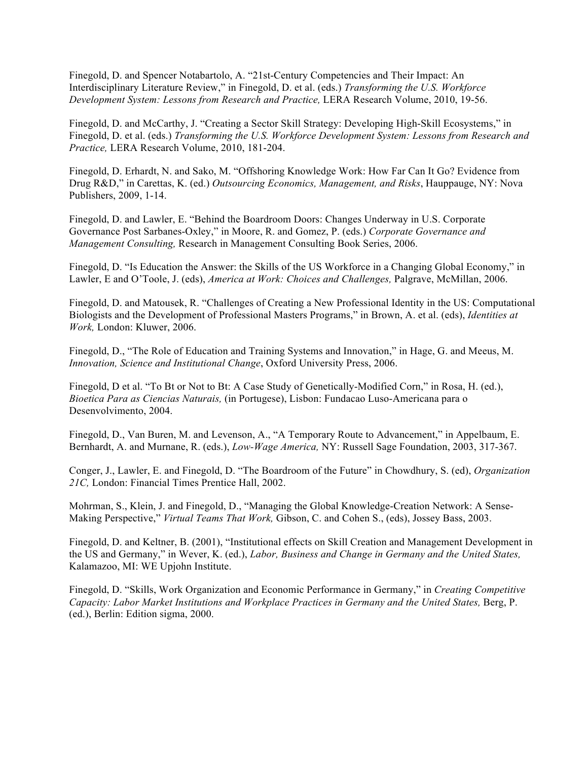Finegold, D. and Spencer Notabartolo, A. "21st-Century Competencies and Their Impact: An Interdisciplinary Literature Review," in Finegold, D. et al. (eds.) *Transforming the U.S. Workforce Development System: Lessons from Research and Practice,* LERA Research Volume, 2010, 19-56.

Finegold, D. and McCarthy, J. "Creating a Sector Skill Strategy: Developing High-Skill Ecosystems," in Finegold, D. et al. (eds.) *Transforming the U.S. Workforce Development System: Lessons from Research and Practice,* LERA Research Volume, 2010, 181-204.

Finegold, D. Erhardt, N. and Sako, M. "Offshoring Knowledge Work: How Far Can It Go? Evidence from Drug R&D," in Carettas, K. (ed.) *Outsourcing Economics, Management, and Risks*, Hauppauge, NY: Nova Publishers, 2009, 1-14.

Finegold, D. and Lawler, E. "Behind the Boardroom Doors: Changes Underway in U.S. Corporate Governance Post Sarbanes-Oxley," in Moore, R. and Gomez, P. (eds.) *Corporate Governance and Management Consulting,* Research in Management Consulting Book Series, 2006.

Finegold, D. "Is Education the Answer: the Skills of the US Workforce in a Changing Global Economy," in Lawler, E and O'Toole, J. (eds), *America at Work: Choices and Challenges,* Palgrave, McMillan, 2006.

Finegold, D. and Matousek, R. "Challenges of Creating a New Professional Identity in the US: Computational Biologists and the Development of Professional Masters Programs," in Brown, A. et al. (eds), *Identities at Work,* London: Kluwer, 2006.

Finegold, D., "The Role of Education and Training Systems and Innovation," in Hage, G. and Meeus, M. *Innovation, Science and Institutional Change*, Oxford University Press, 2006.

Finegold, D et al. "To Bt or Not to Bt: A Case Study of Genetically-Modified Corn," in Rosa, H. (ed.), *Bioetica Para as Ciencias Naturais,* (in Portugese), Lisbon: Fundacao Luso-Americana para o Desenvolvimento, 2004.

Finegold, D., Van Buren, M. and Levenson, A., "A Temporary Route to Advancement," in Appelbaum, E. Bernhardt, A. and Murnane, R. (eds.), *Low-Wage America,* NY: Russell Sage Foundation, 2003, 317-367.

Conger, J., Lawler, E. and Finegold, D. "The Boardroom of the Future" in Chowdhury, S. (ed), *Organization 21C,* London: Financial Times Prentice Hall, 2002.

Mohrman, S., Klein, J. and Finegold, D., "Managing the Global Knowledge-Creation Network: A Sense-Making Perspective," *Virtual Teams That Work,* Gibson, C. and Cohen S., (eds), Jossey Bass, 2003.

Finegold, D. and Keltner, B. (2001), "Institutional effects on Skill Creation and Management Development in the US and Germany," in Wever, K. (ed.), *Labor, Business and Change in Germany and the United States,* Kalamazoo, MI: WE Upjohn Institute.

Finegold, D. "Skills, Work Organization and Economic Performance in Germany," in *Creating Competitive Capacity: Labor Market Institutions and Workplace Practices in Germany and the United States,* Berg, P. (ed.), Berlin: Edition sigma, 2000.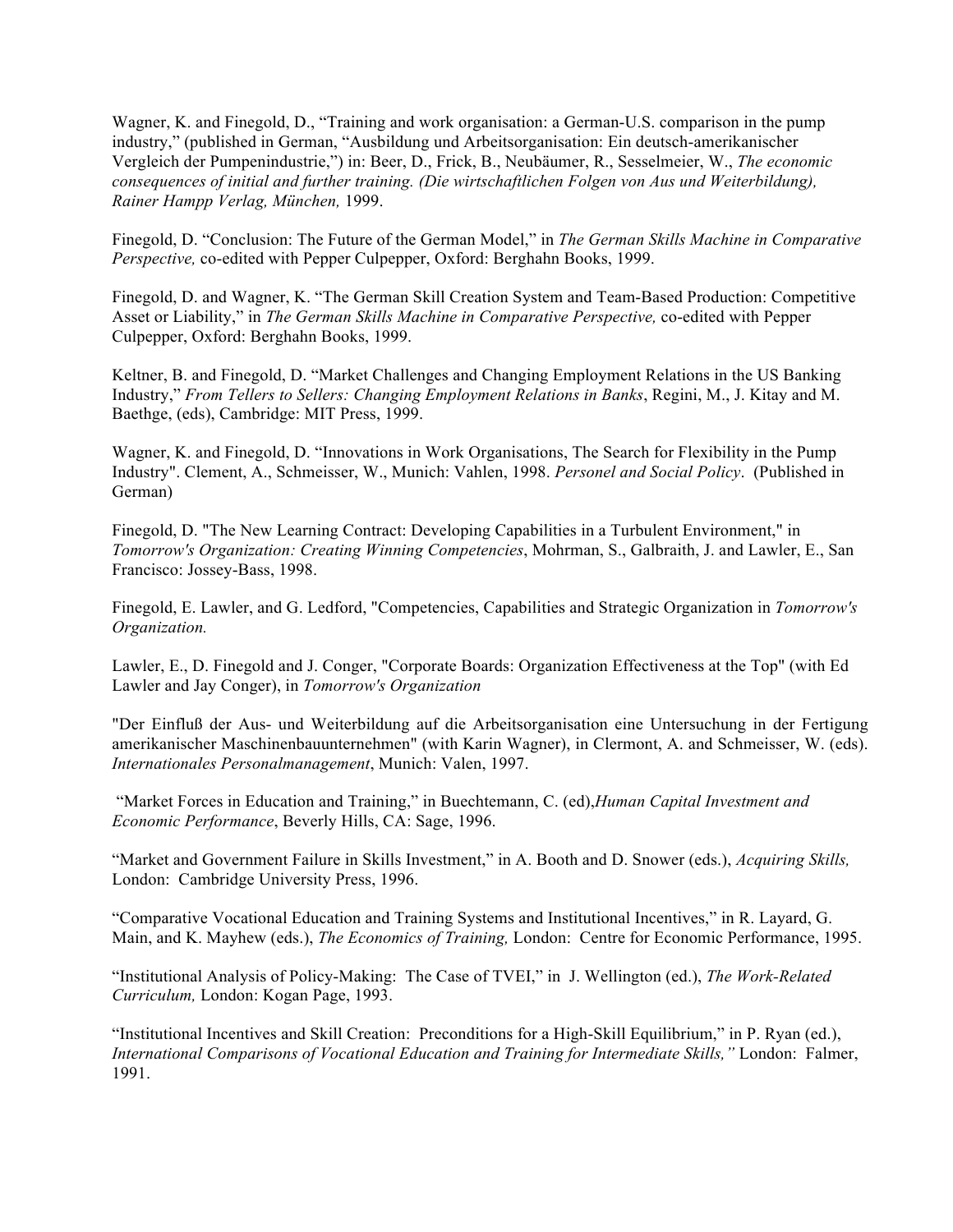Wagner, K. and Finegold, D., "Training and work organisation: a German-U.S. comparison in the pump industry," (published in German, "Ausbildung und Arbeitsorganisation: Ein deutsch-amerikanischer Vergleich der Pumpenindustrie,") in: Beer, D., Frick, B., Neubäumer, R., Sesselmeier, W., *The economic consequences of initial and further training. (Die wirtschaftlichen Folgen von Aus und Weiterbildung), Rainer Hampp Verlag, München,* 1999.

Finegold, D. "Conclusion: The Future of the German Model," in *The German Skills Machine in Comparative Perspective,* co-edited with Pepper Culpepper, Oxford: Berghahn Books, 1999.

Finegold, D. and Wagner, K. "The German Skill Creation System and Team-Based Production: Competitive Asset or Liability," in *The German Skills Machine in Comparative Perspective,* co-edited with Pepper Culpepper, Oxford: Berghahn Books, 1999.

Keltner, B. and Finegold, D. "Market Challenges and Changing Employment Relations in the US Banking Industry," *From Tellers to Sellers: Changing Employment Relations in Banks*, Regini, M., J. Kitay and M. Baethge, (eds), Cambridge: MIT Press, 1999.

Wagner, K. and Finegold, D. "Innovations in Work Organisations, The Search for Flexibility in the Pump Industry". Clement, A., Schmeisser, W., Munich: Vahlen, 1998. *Personel and Social Policy*. (Published in German)

Finegold, D. "The New Learning Contract: Developing Capabilities in a Turbulent Environment," in *Tomorrow's Organization: Creating Winning Competencies*, Mohrman, S., Galbraith, J. and Lawler, E., San Francisco: Jossey-Bass, 1998.

Finegold, E. Lawler, and G. Ledford, "Competencies, Capabilities and Strategic Organization in *Tomorrow's Organization.*

Lawler, E., D. Finegold and J. Conger, "Corporate Boards: Organization Effectiveness at the Top" (with Ed Lawler and Jay Conger), in *Tomorrow's Organization*

"Der Einfluß der Aus- und Weiterbildung auf die Arbeitsorganisation eine Untersuchung in der Fertigung amerikanischer Maschinenbauunternehmen" (with Karin Wagner), in Clermont, A. and Schmeisser, W. (eds). *Internationales Personalmanagement*, Munich: Valen, 1997.

"Market Forces in Education and Training," in Buechtemann, C. (ed),*Human Capital Investment and Economic Performance*, Beverly Hills, CA: Sage, 1996.

"Market and Government Failure in Skills Investment," in A. Booth and D. Snower (eds.), *Acquiring Skills,* London: Cambridge University Press, 1996.

"Comparative Vocational Education and Training Systems and Institutional Incentives," in R. Layard, G. Main, and K. Mayhew (eds.), *The Economics of Training,* London: Centre for Economic Performance, 1995.

"Institutional Analysis of Policy-Making: The Case of TVEI," in J. Wellington (ed.), *The Work-Related Curriculum,* London: Kogan Page, 1993.

"Institutional Incentives and Skill Creation: Preconditions for a High-Skill Equilibrium," in P. Ryan (ed.), *International Comparisons of Vocational Education and Training for Intermediate Skills,"* London: Falmer, 1991.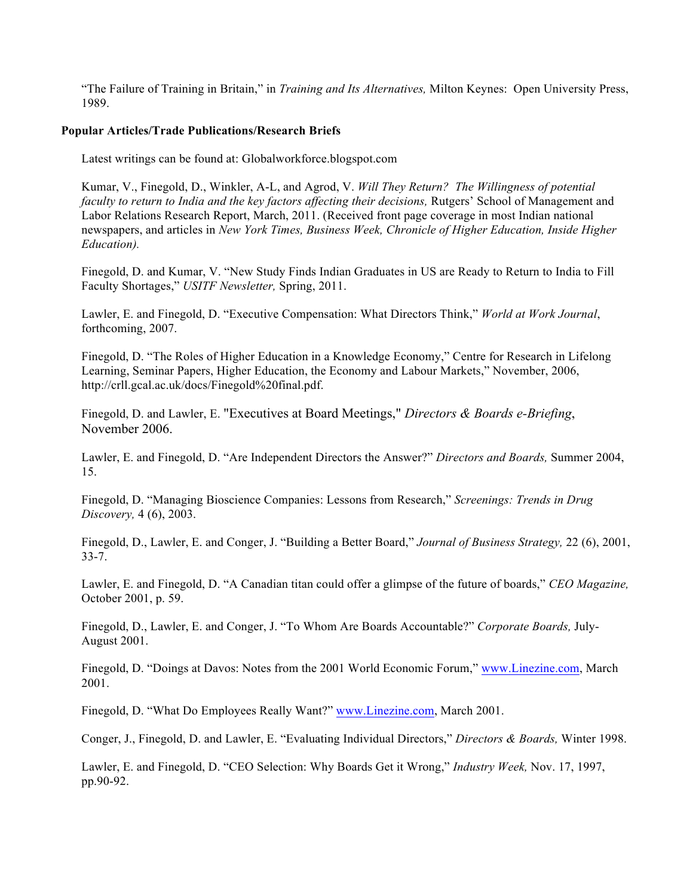"The Failure of Training in Britain," in *Training and Its Alternatives,* Milton Keynes: Open University Press, 1989.

**Popular Articles/Trade Publications/Research Briefs**

Latest writings can be found at: Globalworkforce.blogspot.com

Kumar, V., Finegold, D., Winkler, A-L, and Agrod, V. *Will They Return? The Willingness of potential faculty to return to India and the key factors affecting their decisions,* Rutgers' School of Management and Labor Relations Research Report, March, 2011. (Received front page coverage in most Indian national newspapers, and articles in *New York Times, Business Week, Chronicle of Higher Education, Inside Higher Education).*

Finegold, D. and Kumar, V. "New Study Finds Indian Graduates in US are Ready to Return to India to Fill Faculty Shortages," *USITF Newsletter,* Spring, 2011.

Lawler, E. and Finegold, D. "Executive Compensation: What Directors Think," *World at Work Journal*, forthcoming, 2007.

Finegold, D. "The Roles of Higher Education in a Knowledge Economy," Centre for Research in Lifelong Learning, Seminar Papers, Higher Education, the Economy and Labour Markets," November, 2006, http://crll.gcal.ac.uk/docs/Finegold%20final.pdf.

Finegold, D. and Lawler, E. "Executives at Board Meetings," *Directors & Boards e-Briefing*, November 2006.

Lawler, E. and Finegold, D. "Are Independent Directors the Answer?" *Directors and Boards,* Summer 2004, 15.

Finegold, D. "Managing Bioscience Companies: Lessons from Research," *Screenings: Trends in Drug Discovery,* 4 (6), 2003.

Finegold, D., Lawler, E. and Conger, J. "Building a Better Board," *Journal of Business Strategy,* 22 (6), 2001, 33-7.

Lawler, E. and Finegold, D. "A Canadian titan could offer a glimpse of the future of boards," *CEO Magazine,* October 2001, p. 59.

Finegold, D., Lawler, E. and Conger, J. "To Whom Are Boards Accountable?" *Corporate Boards,* July-August 2001.

Finegold, D. "Doings at Davos: Notes from the 2001 World Economic Forum," www.Linezine.com, March 2001.

Finegold, D. "What Do Employees Really Want?" www.Linezine.com, March 2001.

Conger, J., Finegold, D. and Lawler, E. "Evaluating Individual Directors," *Directors & Boards,* Winter 1998.

Lawler, E. and Finegold, D. "CEO Selection: Why Boards Get it Wrong," *Industry Week,* Nov. 17, 1997, pp.90-92.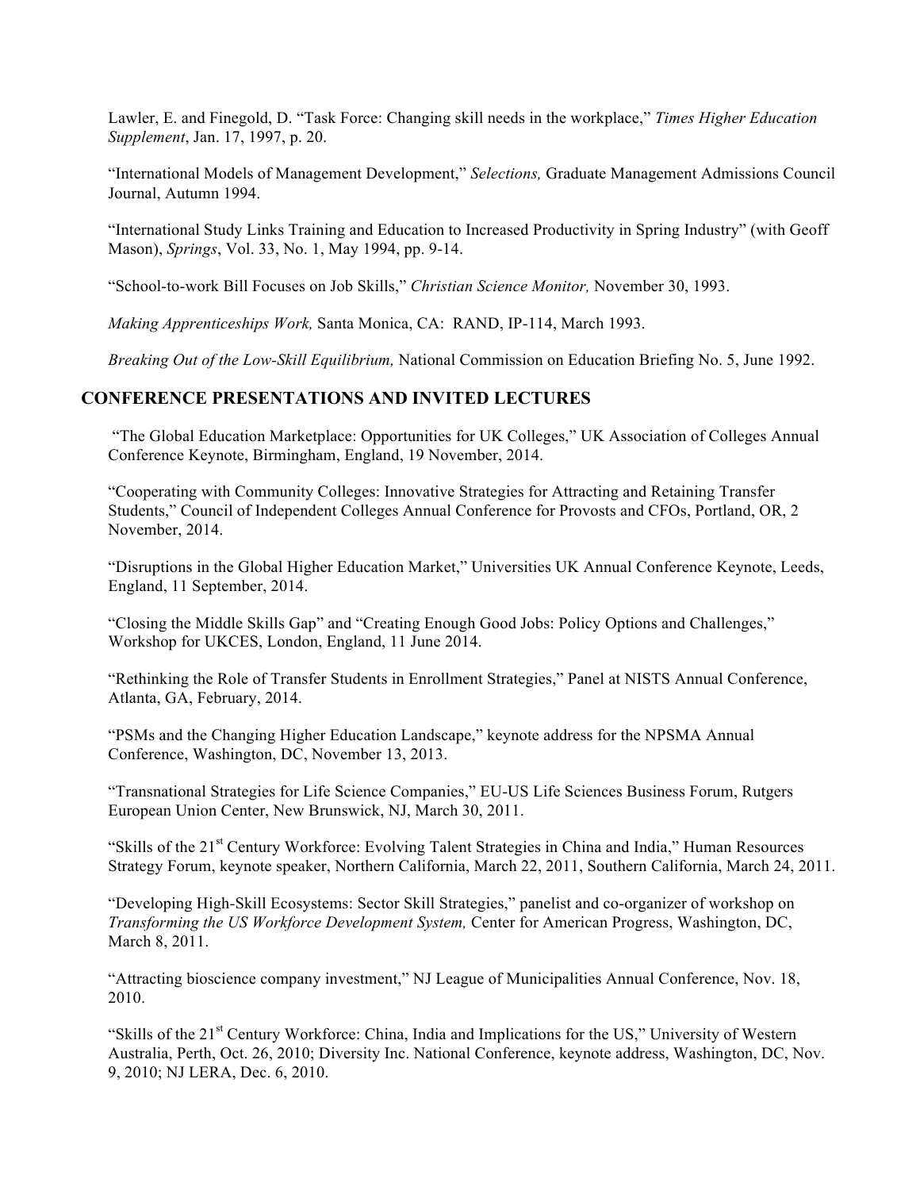Lawler, E. and Finegold, D. "Task Force: Changing skill needs in the workplace," *Times Higher Education Supplement*, Jan. 17, 1997, p. 20.

"International Models of Management Development," *Selections,* Graduate Management Admissions Council Journal, Autumn 1994.

"International Study Links Training and Education to Increased Productivity in Spring Industry" (with Geoff Mason), *Springs*, Vol. 33, No. 1, May 1994, pp. 9-14.

"School-to-work Bill Focuses on Job Skills," *Christian Science Monitor,* November 30, 1993.

*Making Apprenticeships Work,* Santa Monica, CA: RAND, IP-114, March 1993.

*Breaking Out of the Low-Skill Equilibrium,* National Commission on Education Briefing No. 5, June 1992.

## CONFERENCE PRESENTATIONS AND INVITED LECTURES

"The Global Education Marketplace: Opportunities for UK Colleges," UK Association of Colleges Annual Conference Keynote, Birmingham, England, 19 November, 2014.

"Cooperating with Community Colleges: Innovative Strategies for Attracting and Retaining Transfer Students," Council of Independent Colleges Annual Conference for Provosts and CFOs, Portland, OR, 2 November, 2014.

"Disruptions in the Global Higher Education Market," Universities UK Annual Conference Keynote, Leeds, England, 11 September, 2014.

"Closing the Middle Skills Gap" and "Creating Enough Good Jobs: Policy Options and Challenges," Workshop for UKCES, London, England, 11 June 2014.

"Rethinking the Role of Transfer Students in Enrollment Strategies," Panel at NISTS Annual Conference, Atlanta, GA, February, 2014.

"PSMs and the Changing Higher Education Landscape," keynote address for the NPSMA Annual Conference, Washington, DC, November 13, 2013.

"Transnational Strategies for Life Science Companies," EU-US Life Sciences Business Forum, Rutgers European Union Center, New Brunswick, NJ, March 30, 2011.

"Skills of the 21st Century Workforce: Evolving Talent Strategies in China and India," Human Resources Strategy Forum, keynote speaker, Northern California, March 22, 2011, Southern California, March 24, 2011.

"Developing High-Skill Ecosystems: Sector Skill Strategies," panelist and co-organizer of workshop on *Transforming the US Workforce Development System,* Center for American Progress, Washington, DC, March 8, 2011.

"Attracting bioscience company investment," NJ League of Municipalities Annual Conference, Nov. 18, 2010.

"Skills of the 21st Century Workforce: China, India and Implications for the US," University of Western Australia, Perth, Oct. 26, 2010; Diversity Inc. National Conference, keynote address, Washington, DC, Nov. 9, 2010; NJ LERA, Dec. 6, 2010.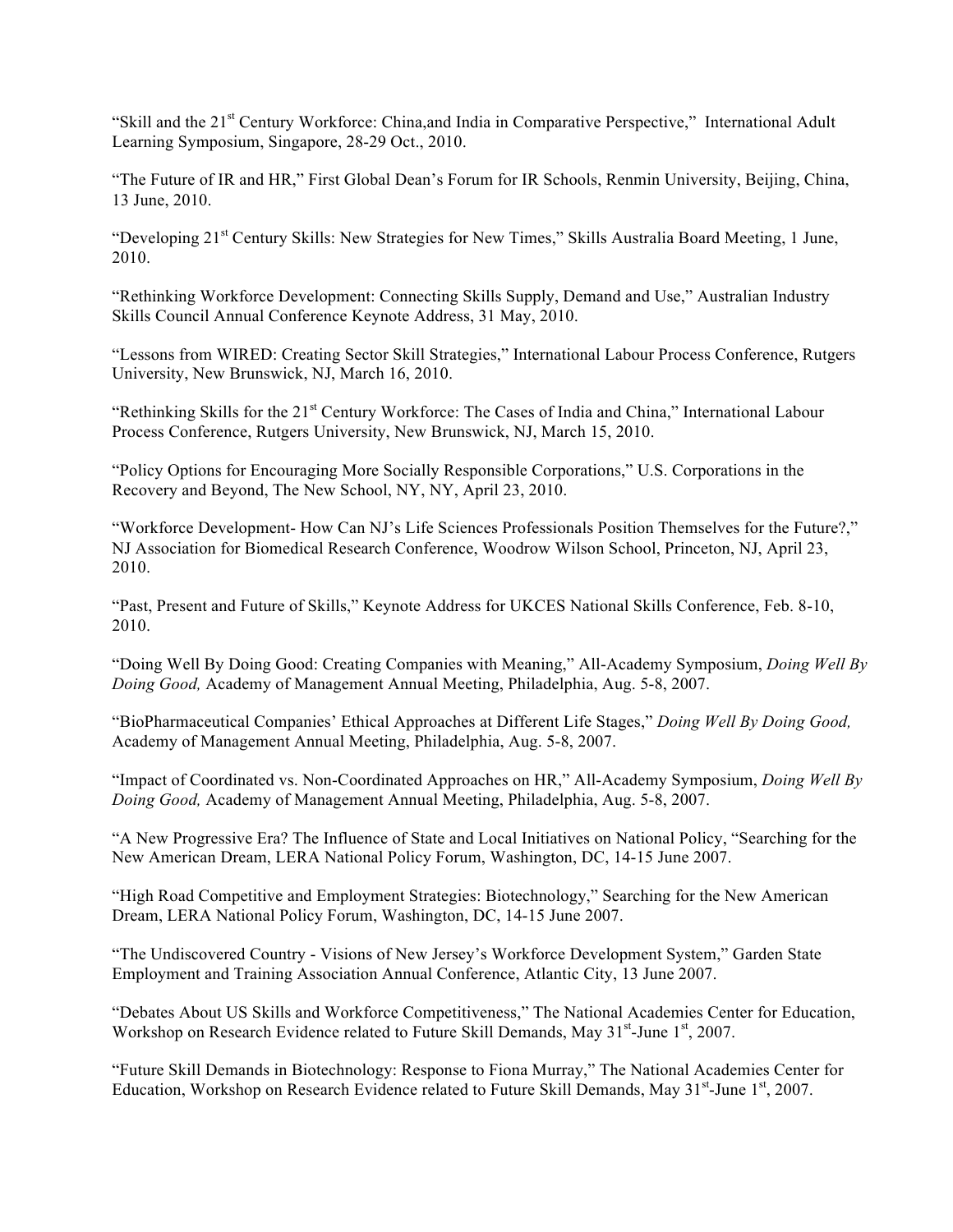"Skill and the 21st Century Workforce: China,and India in Comparative Perspective," International Adult Learning Symposium, Singapore, 28-29 Oct., 2010.

"The Future of IR and HR," First Global Dean's Forum for IR Schools, Renmin University, Beijing, China, 13 June, 2010.

"Developing 21st Century Skills: New Strategies for New Times," Skills Australia Board Meeting, 1 June, 2010.

"Rethinking Workforce Development: Connecting Skills Supply, Demand and Use," Australian Industry Skills Council Annual Conference Keynote Address, 31 May, 2010.

"Lessons from WIRED: Creating Sector Skill Strategies," International Labour Process Conference, Rutgers University, New Brunswick, NJ, March 16, 2010.

"Rethinking Skills for the 21st Century Workforce: The Cases of India and China," International Labour Process Conference, Rutgers University, New Brunswick, NJ, March 15, 2010.

"Policy Options for Encouraging More Socially Responsible Corporations," U.S. Corporations in the Recovery and Beyond, The New School, NY, NY, April 23, 2010.

"Workforce Development- How Can NJ's Life Sciences Professionals Position Themselves for the Future?," NJ Association for Biomedical Research Conference, Woodrow Wilson School, Princeton, NJ, April 23, 2010.

"Past, Present and Future of Skills," Keynote Address for UKCES National Skills Conference, Feb. 8-10, 2010.

"Doing Well By Doing Good: Creating Companies with Meaning," All-Academy Symposium, *Doing Well By Doing Good,* Academy of Management Annual Meeting, Philadelphia, Aug. 5-8, 2007.

"BioPharmaceutical Companies' Ethical Approaches at Different Life Stages," *Doing Well By Doing Good,* Academy of Management Annual Meeting, Philadelphia, Aug. 5-8, 2007.

"Impact of Coordinated vs. Non-Coordinated Approaches on HR," All-Academy Symposium, *Doing Well By Doing Good,* Academy of Management Annual Meeting, Philadelphia, Aug. 5-8, 2007.

"A New Progressive Era? The Influence of State and Local Initiatives on National Policy, "Searching for the New American Dream, LERA National Policy Forum, Washington, DC, 14-15 June 2007.

"High Road Competitive and Employment Strategies: Biotechnology," Searching for the New American Dream, LERA National Policy Forum, Washington, DC, 14-15 June 2007.

"The Undiscovered Country - Visions of New Jersey's Workforce Development System," Garden State Employment and Training Association Annual Conference, Atlantic City, 13 June 2007.

"Debates About US Skills and Workforce Competitiveness," The National Academies Center for Education, Workshop on Research Evidence related to Future Skill Demands, May 31st-June 1st, 2007.

"Future Skill Demands in Biotechnology: Response to Fiona Murray," The National Academies Center for Education, Workshop on Research Evidence related to Future Skill Demands, May 31st-June 1st, 2007.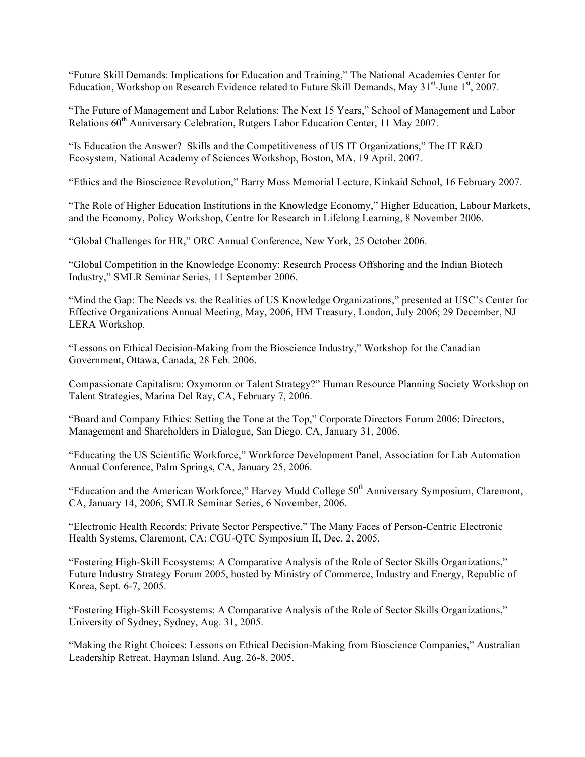"Future Skill Demands: Implications for Education and Training," The National Academies Center for Education, Workshop on Research Evidence related to Future Skill Demands, May 31st-June 1st, 2007.

"The Future of Management and Labor Relations: The Next 15 Years," School of Management and Labor Relations 60th Anniversary Celebration, Rutgers Labor Education Center, 11 May 2007.

"Is Education the Answer? Skills and the Competitiveness of US IT Organizations," The IT R&D Ecosystem, National Academy of Sciences Workshop, Boston, MA, 19 April, 2007.

"Ethics and the Bioscience Revolution," Barry Moss Memorial Lecture, Kinkaid School, 16 February 2007.

"The Role of Higher Education Institutions in the Knowledge Economy," Higher Education, Labour Markets, and the Economy, Policy Workshop, Centre for Research in Lifelong Learning, 8 November 2006.

"Global Challenges for HR," ORC Annual Conference, New York, 25 October 2006.

"Global Competition in the Knowledge Economy: Research Process Offshoring and the Indian Biotech Industry," SMLR Seminar Series, 11 September 2006.

"Mind the Gap: The Needs vs. the Realities of US Knowledge Organizations," presented at USC's Center for Effective Organizations Annual Meeting, May, 2006, HM Treasury, London, July 2006; 29 December, NJ LERA Workshop.

"Lessons on Ethical Decision-Making from the Bioscience Industry," Workshop for the Canadian Government, Ottawa, Canada, 28 Feb. 2006.

Compassionate Capitalism: Oxymoron or Talent Strategy?" Human Resource Planning Society Workshop on Talent Strategies, Marina Del Ray, CA, February 7, 2006.

"Board and Company Ethics: Setting the Tone at the Top," Corporate Directors Forum 2006: Directors, Management and Shareholders in Dialogue, San Diego, CA, January 31, 2006.

"Educating the US Scientific Workforce," Workforce Development Panel, Association for Lab Automation Annual Conference, Palm Springs, CA, January 25, 2006.

"Education and the American Workforce," Harvey Mudd College 50th Anniversary Symposium, Claremont, CA, January 14, 2006; SMLR Seminar Series, 6 November, 2006.

"Electronic Health Records: Private Sector Perspective," The Many Faces of Person-Centric Electronic Health Systems, Claremont, CA: CGU-QTC Symposium II, Dec. 2, 2005.

"Fostering High-Skill Ecosystems: A Comparative Analysis of the Role of Sector Skills Organizations," Future Industry Strategy Forum 2005, hosted by Ministry of Commerce, Industry and Energy, Republic of Korea, Sept. 6-7, 2005.

"Fostering High-Skill Ecosystems: A Comparative Analysis of the Role of Sector Skills Organizations," University of Sydney, Sydney, Aug. 31, 2005.

"Making the Right Choices: Lessons on Ethical Decision-Making from Bioscience Companies," Australian Leadership Retreat, Hayman Island, Aug. 26-8, 2005.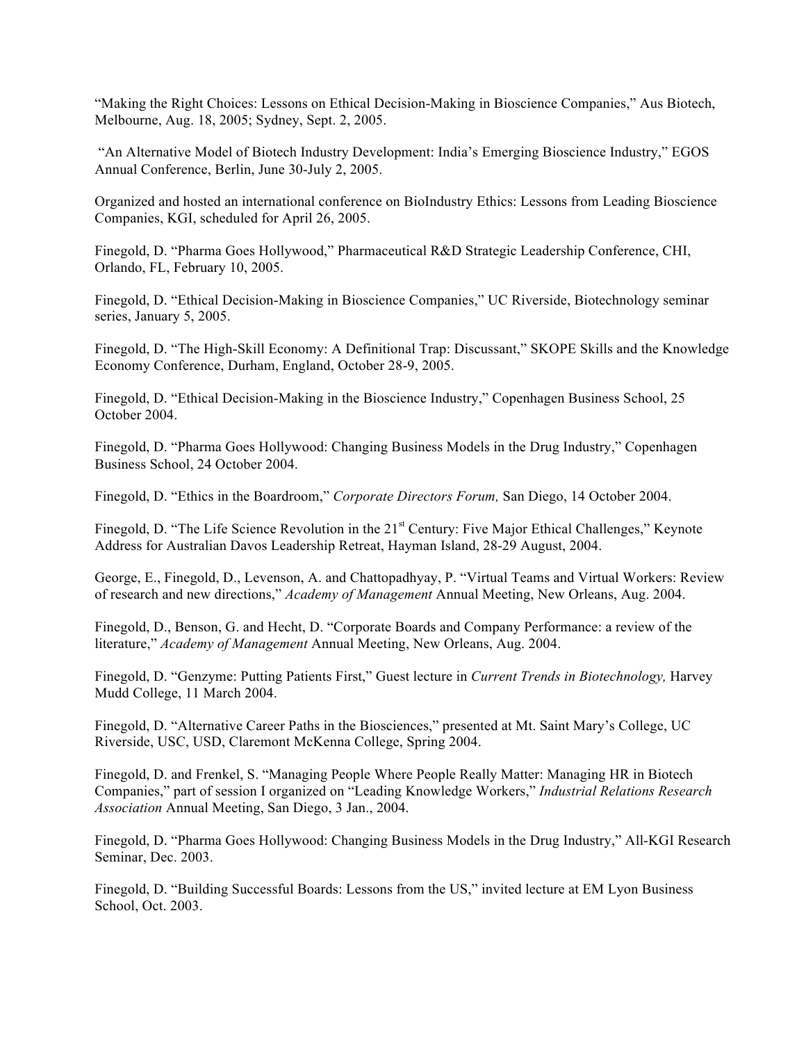"Making the Right Choices: Lessons on Ethical Decision-Making in Bioscience Companies," Aus Biotech, Melbourne, Aug. 18, 2005; Sydney, Sept. 2, 2005.

"An Alternative Model of Biotech Industry Development: India's Emerging Bioscience Industry," EGOS Annual Conference, Berlin, June 30-July 2, 2005.

Organized and hosted an international conference on BioIndustry Ethics: Lessons from Leading Bioscience Companies, KGI, scheduled for April 26, 2005.

Finegold, D. "Pharma Goes Hollywood," Pharmaceutical R&D Strategic Leadership Conference, CHI, Orlando, FL, February 10, 2005.

Finegold, D. "Ethical Decision-Making in Bioscience Companies," UC Riverside, Biotechnology seminar series, January 5, 2005.

Finegold, D. "The High-Skill Economy: A Definitional Trap: Discussant," SKOPE Skills and the Knowledge Economy Conference, Durham, England, October 28-9, 2005.

Finegold, D. "Ethical Decision-Making in the Bioscience Industry," Copenhagen Business School, 25 October 2004.

Finegold, D. "Pharma Goes Hollywood: Changing Business Models in the Drug Industry," Copenhagen Business School, 24 October 2004.

Finegold, D. "Ethics in the Boardroom," *Corporate Directors Forum,* San Diego, 14 October 2004.

Finegold, D. "The Life Science Revolution in the 21st Century: Five Major Ethical Challenges," Keynote Address for Australian Davos Leadership Retreat, Hayman Island, 28-29 August, 2004.

George, E., Finegold, D., Levenson, A. and Chattopadhyay, P. "Virtual Teams and Virtual Workers: Review of research and new directions," *Academy of Management* Annual Meeting, New Orleans, Aug. 2004.

Finegold, D., Benson, G. and Hecht, D. "Corporate Boards and Company Performance: a review of the literature," *Academy of Management* Annual Meeting, New Orleans, Aug. 2004.

Finegold, D. "Genzyme: Putting Patients First," Guest lecture in *Current Trends in Biotechnology,* Harvey Mudd College, 11 March 2004.

Finegold, D. "Alternative Career Paths in the Biosciences," presented at Mt. Saint Mary's College, UC Riverside, USC, USD, Claremont McKenna College, Spring 2004.

Finegold, D. and Frenkel, S. "Managing People Where People Really Matter: Managing HR in Biotech Companies," part of session I organized on "Leading Knowledge Workers," *Industrial Relations Research Association* Annual Meeting, San Diego, 3 Jan., 2004.

Finegold, D. "Pharma Goes Hollywood: Changing Business Models in the Drug Industry," All-KGI Research Seminar, Dec. 2003.

Finegold, D. "Building Successful Boards: Lessons from the US," invited lecture at EM Lyon Business School, Oct. 2003.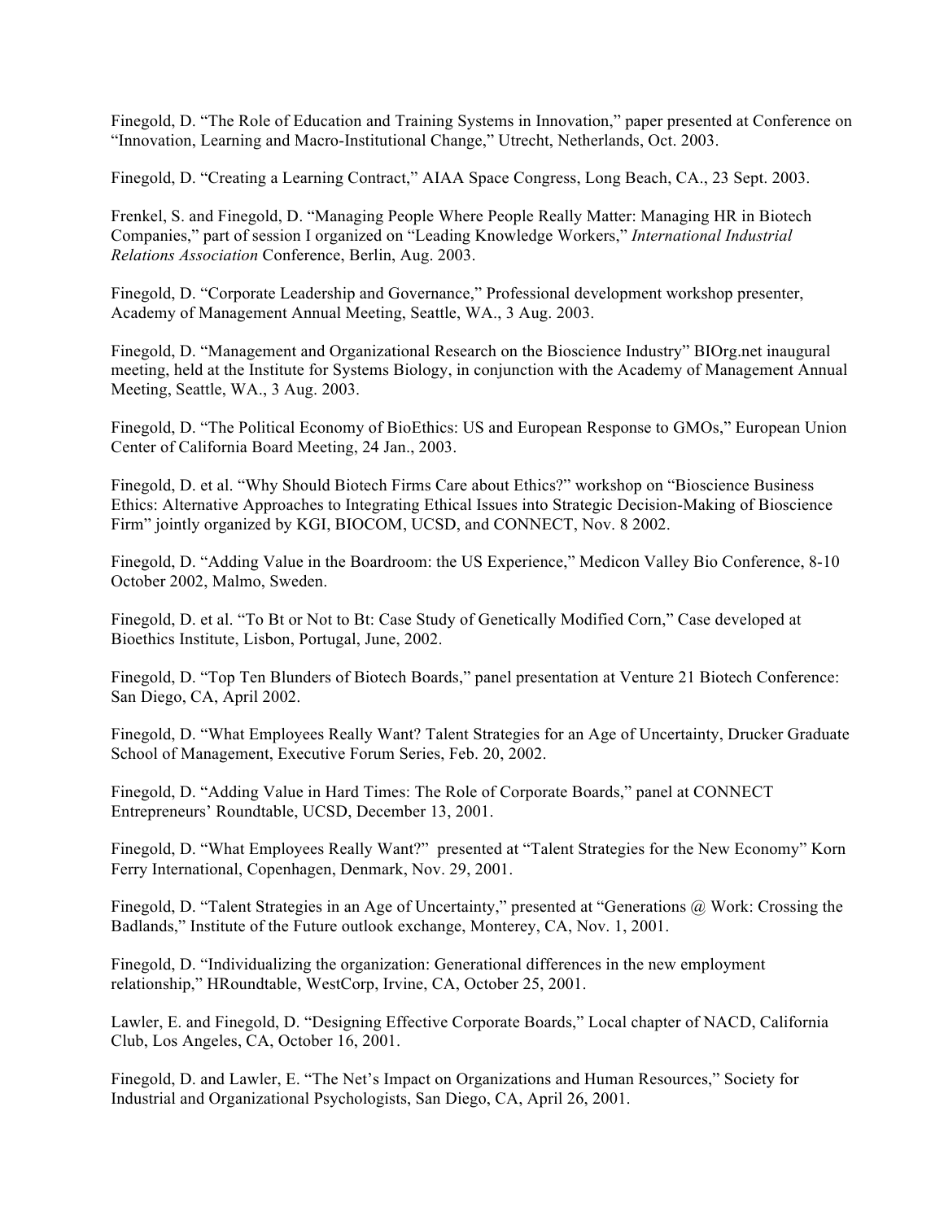Finegold, D. "The Role of Education and Training Systems in Innovation," paper presented at Conference on "Innovation, Learning and Macro-Institutional Change," Utrecht, Netherlands, Oct. 2003.

Finegold, D. "Creating a Learning Contract," AIAA Space Congress, Long Beach, CA., 23 Sept. 2003.

Frenkel, S. and Finegold, D. "Managing People Where People Really Matter: Managing HR in Biotech Companies," part of session I organized on "Leading Knowledge Workers," *International Industrial Relations Association* Conference, Berlin, Aug. 2003.

Finegold, D. "Corporate Leadership and Governance," Professional development workshop presenter, Academy of Management Annual Meeting, Seattle, WA., 3 Aug. 2003.

Finegold, D. "Management and Organizational Research on the Bioscience Industry" BIOrg.net inaugural meeting, held at the Institute for Systems Biology, in conjunction with the Academy of Management Annual Meeting, Seattle, WA., 3 Aug. 2003.

Finegold, D. "The Political Economy of BioEthics: US and European Response to GMOs," European Union Center of California Board Meeting, 24 Jan., 2003.

Finegold, D. et al. "Why Should Biotech Firms Care about Ethics?" workshop on "Bioscience Business Ethics: Alternative Approaches to Integrating Ethical Issues into Strategic Decision-Making of Bioscience Firm" jointly organized by KGI, BIOCOM, UCSD, and CONNECT, Nov. 8 2002.

Finegold, D. "Adding Value in the Boardroom: the US Experience," Medicon Valley Bio Conference, 8-10 October 2002, Malmo, Sweden.

Finegold, D. et al. "To Bt or Not to Bt: Case Study of Genetically Modified Corn," Case developed at Bioethics Institute, Lisbon, Portugal, June, 2002.

Finegold, D. "Top Ten Blunders of Biotech Boards," panel presentation at Venture 21 Biotech Conference: San Diego, CA, April 2002.

Finegold, D. "What Employees Really Want? Talent Strategies for an Age of Uncertainty, Drucker Graduate School of Management, Executive Forum Series, Feb. 20, 2002.

Finegold, D. "Adding Value in Hard Times: The Role of Corporate Boards," panel at CONNECT Entrepreneurs' Roundtable, UCSD, December 13, 2001.

Finegold, D. "What Employees Really Want?" presented at "Talent Strategies for the New Economy" Korn Ferry International, Copenhagen, Denmark, Nov. 29, 2001.

Finegold, D. "Talent Strategies in an Age of Uncertainty," presented at "Generations @ Work: Crossing the Badlands," Institute of the Future outlook exchange, Monterey, CA, Nov. 1, 2001.

Finegold, D. "Individualizing the organization: Generational differences in the new employment relationship," HRoundtable, WestCorp, Irvine, CA, October 25, 2001.

Lawler, E. and Finegold, D. "Designing Effective Corporate Boards," Local chapter of NACD, California Club, Los Angeles, CA, October 16, 2001.

Finegold, D. and Lawler, E. "The Net's Impact on Organizations and Human Resources," Society for Industrial and Organizational Psychologists, San Diego, CA, April 26, 2001.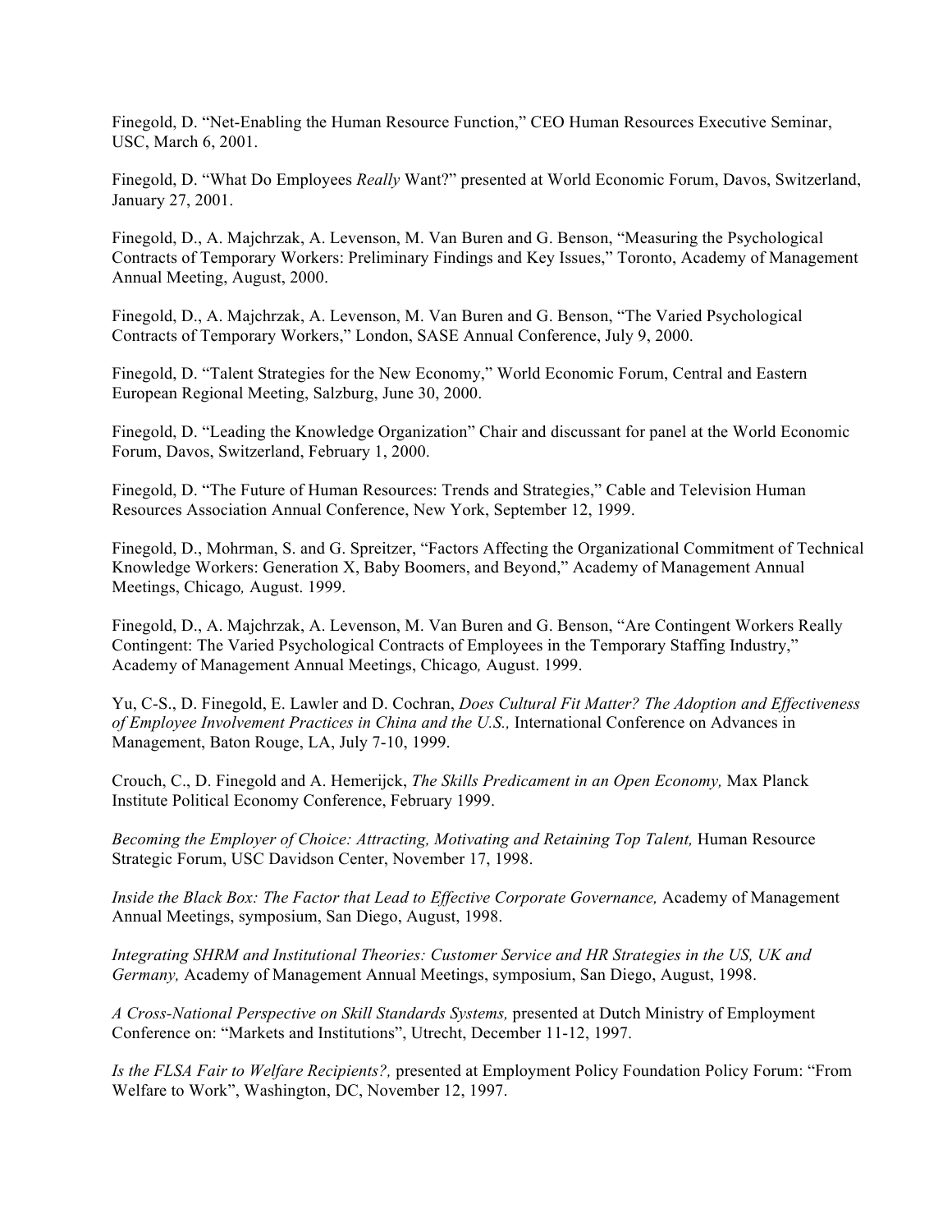Finegold, D. "Net-Enabling the Human Resource Function," CEO Human Resources Executive Seminar, USC, March 6, 2001.

Finegold, D. "What Do Employees *Really* Want?" presented at World Economic Forum, Davos, Switzerland, January 27, 2001.

Finegold, D., A. Majchrzak, A. Levenson, M. Van Buren and G. Benson, "Measuring the Psychological Contracts of Temporary Workers: Preliminary Findings and Key Issues," Toronto, Academy of Management Annual Meeting, August, 2000.

Finegold, D., A. Majchrzak, A. Levenson, M. Van Buren and G. Benson, "The Varied Psychological Contracts of Temporary Workers," London, SASE Annual Conference, July 9, 2000.

Finegold, D. "Talent Strategies for the New Economy," World Economic Forum, Central and Eastern European Regional Meeting, Salzburg, June 30, 2000.

Finegold, D. "Leading the Knowledge Organization" Chair and discussant for panel at the World Economic Forum, Davos, Switzerland, February 1, 2000.

Finegold, D. "The Future of Human Resources: Trends and Strategies," Cable and Television Human Resources Association Annual Conference, New York, September 12, 1999.

Finegold, D., Mohrman, S. and G. Spreitzer, "Factors Affecting the Organizational Commitment of Technical Knowledge Workers: Generation X, Baby Boomers, and Beyond," Academy of Management Annual Meetings, Chicago*,* August. 1999.

Finegold, D., A. Majchrzak, A. Levenson, M. Van Buren and G. Benson, "Are Contingent Workers Really Contingent: The Varied Psychological Contracts of Employees in the Temporary Staffing Industry," Academy of Management Annual Meetings, Chicago*,* August. 1999.

Yu, C-S., D. Finegold, E. Lawler and D. Cochran, *Does Cultural Fit Matter? The Adoption and Effectiveness of Employee Involvement Practices in China and the U.S.,* International Conference on Advances in Management, Baton Rouge, LA, July 7-10, 1999.

Crouch, C., D. Finegold and A. Hemerijck, *The Skills Predicament in an Open Economy,* Max Planck Institute Political Economy Conference, February 1999.

*Becoming the Employer of Choice: Attracting, Motivating and Retaining Top Talent,* Human Resource Strategic Forum, USC Davidson Center, November 17, 1998.

*Inside the Black Box: The Factor that Lead to Effective Corporate Governance,* Academy of Management Annual Meetings, symposium, San Diego, August, 1998.

*Integrating SHRM and Institutional Theories: Customer Service and HR Strategies in the US, UK and Germany,* Academy of Management Annual Meetings, symposium, San Diego, August, 1998.

*A Cross-National Perspective on Skill Standards Systems,* presented at Dutch Ministry of Employment Conference on: "Markets and Institutions", Utrecht, December 11-12, 1997.

*Is the FLSA Fair to Welfare Recipients?,* presented at Employment Policy Foundation Policy Forum: "From Welfare to Work", Washington, DC, November 12, 1997.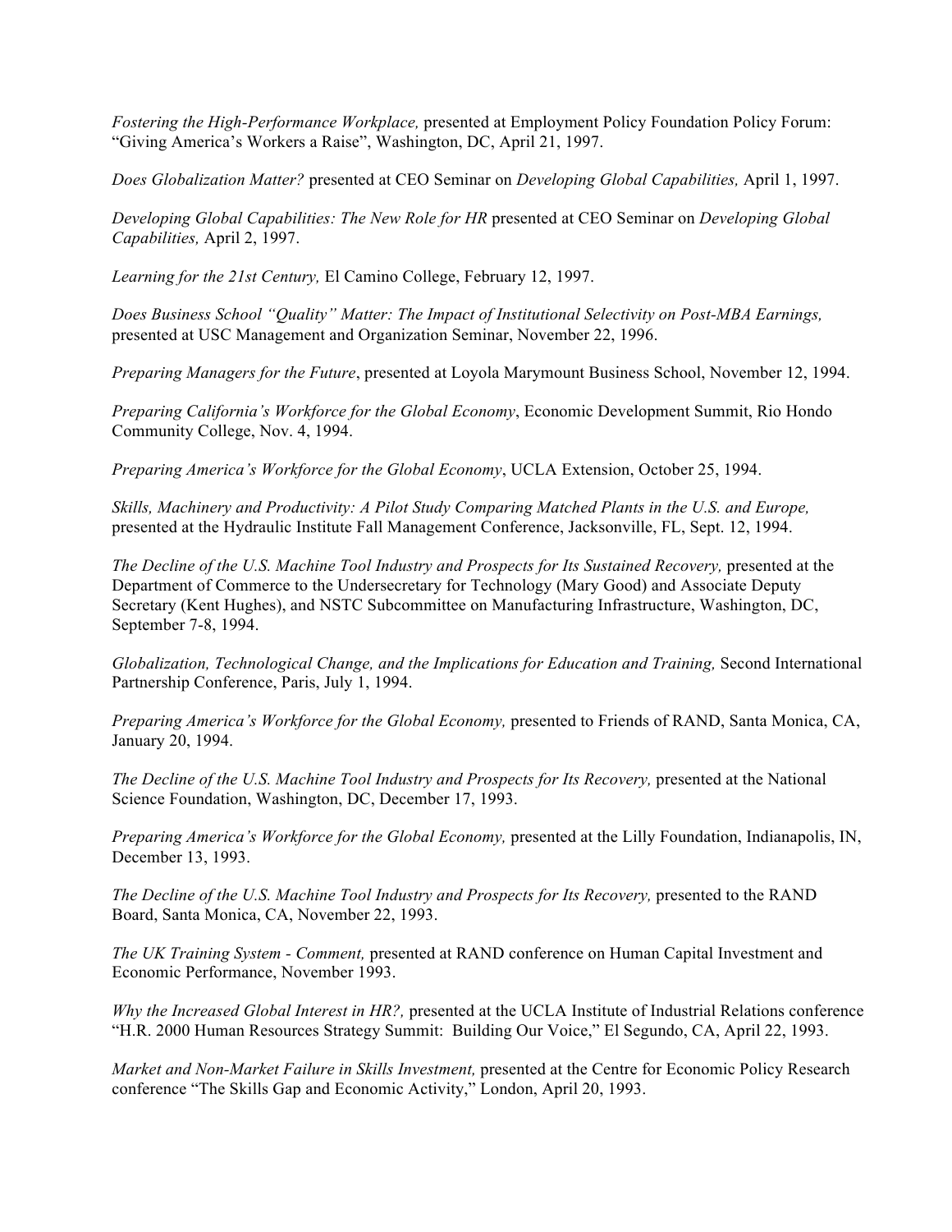*Fostering the High-Performance Workplace,* presented at Employment Policy Foundation Policy Forum: "Giving America's Workers a Raise", Washington, DC, April 21, 1997.

*Does Globalization Matter?* presented at CEO Seminar on *Developing Global Capabilities,* April 1, 1997.

*Developing Global Capabilities: The New Role for HR* presented at CEO Seminar on *Developing Global Capabilities,* April 2, 1997.

*Learning for the 21st Century,* El Camino College, February 12, 1997.

*Does Business School "Quality" Matter: The Impact of Institutional Selectivity on Post-MBA Earnings,* presented at USC Management and Organization Seminar, November 22, 1996.

*Preparing Managers for the Future*, presented at Loyola Marymount Business School, November 12, 1994.

*Preparing California's Workforce for the Global Economy*, Economic Development Summit, Rio Hondo Community College, Nov. 4, 1994.

*Preparing America's Workforce for the Global Economy*, UCLA Extension, October 25, 1994.

*Skills, Machinery and Productivity: A Pilot Study Comparing Matched Plants in the U.S. and Europe,* presented at the Hydraulic Institute Fall Management Conference, Jacksonville, FL, Sept. 12, 1994.

*The Decline of the U.S. Machine Tool Industry and Prospects for Its Sustained Recovery,* presented at the Department of Commerce to the Undersecretary for Technology (Mary Good) and Associate Deputy Secretary (Kent Hughes), and NSTC Subcommittee on Manufacturing Infrastructure, Washington, DC, September 7-8, 1994.

*Globalization, Technological Change, and the Implications for Education and Training,* Second International Partnership Conference, Paris, July 1, 1994.

*Preparing America's Workforce for the Global Economy,* presented to Friends of RAND, Santa Monica, CA, January 20, 1994.

*The Decline of the U.S. Machine Tool Industry and Prospects for Its Recovery,* presented at the National Science Foundation, Washington, DC, December 17, 1993.

*Preparing America's Workforce for the Global Economy,* presented at the Lilly Foundation, Indianapolis, IN, December 13, 1993.

*The Decline of the U.S. Machine Tool Industry and Prospects for Its Recovery,* presented to the RAND Board, Santa Monica, CA, November 22, 1993.

*The UK Training System - Comment,* presented at RAND conference on Human Capital Investment and Economic Performance, November 1993.

*Why the Increased Global Interest in HR?,* presented at the UCLA Institute of Industrial Relations conference "H.R. 2000 Human Resources Strategy Summit: Building Our Voice," El Segundo, CA, April 22, 1993.

*Market and Non-Market Failure in Skills Investment,* presented at the Centre for Economic Policy Research conference "The Skills Gap and Economic Activity," London, April 20, 1993.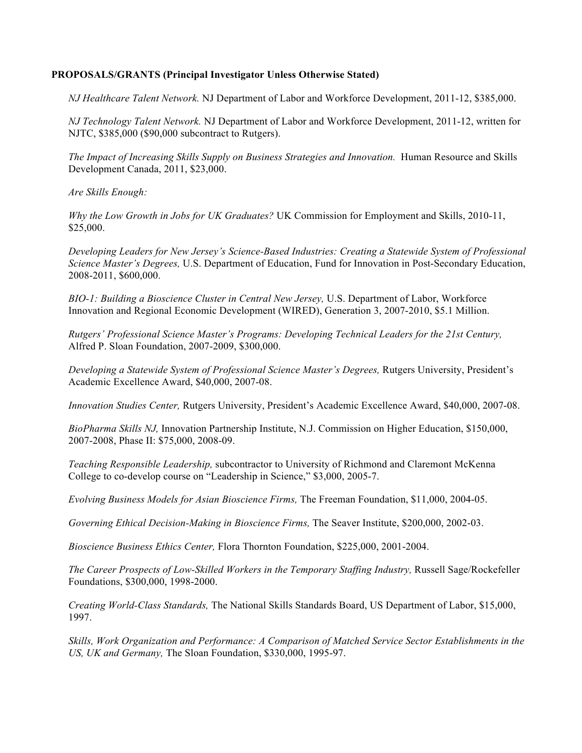**PROPOSALS/GRANTS (Principal Investigator Unless Otherwise Stated)**

*NJ Healthcare Talent Network.* NJ Department of Labor and Workforce Development, 2011-12, $385,000.

*NJ Technology Talent Network.* NJ Department of Labor and Workforce Development, 2011-12, written for NJTC, $385,000 ($90,000 subcontract to Rutgers).

*The Impact of Increasing Skills Supply on Business Strategies and Innovation.* Human Resource and Skills Development Canada, 2011, $23,000.

*Are Skills Enough:*

*Why the Low Growth in Jobs for UK Graduates?* UK Commission for Employment and Skills, 2010-11, $25,000.

*Developing Leaders for New Jersey's Science-Based Industries: Creating a Statewide System of Professional Science Master's Degrees,* U.S. Department of Education, Fund for Innovation in Post-Secondary Education, 2008-2011, $600,000.

*BIO-1: Building a Bioscience Cluster in Central New Jersey,* U.S. Department of Labor, Workforce Innovation and Regional Economic Development (WIRED), Generation 3, 2007-2010, $5.1 Million.

*Rutgers' Professional Science Master's Programs: Developing Technical Leaders for the 21st Century,* Alfred P. Sloan Foundation, 2007-2009, $300,000.

*Developing a Statewide System of Professional Science Master's Degrees,* Rutgers University, President's Academic Excellence Award, $40,000, 2007-08.

*Innovation Studies Center,* Rutgers University, President's Academic Excellence Award, $40,000, 2007-08.

*BioPharma Skills NJ,* Innovation Partnership Institute, N.J. Commission on Higher Education, $150,000, 2007-2008, Phase II: $75,000, 2008-09.

*Teaching Responsible Leadership,* subcontractor to University of Richmond and Claremont McKenna College to co-develop course on "Leadership in Science," $3,000, 2005-7.

*Evolving Business Models for Asian Bioscience Firms,* The Freeman Foundation, $11,000, 2004-05.

*Governing Ethical Decision-Making in Bioscience Firms,* The Seaver Institute, $200,000, 2002-03.

*Bioscience Business Ethics Center,* Flora Thornton Foundation, $225,000, 2001-2004.

*The Career Prospects of Low-Skilled Workers in the Temporary Staffing Industry,* Russell Sage/Rockefeller Foundations, $300,000, 1998-2000.

*Creating World-Class Standards,* The National Skills Standards Board, US Department of Labor, $15,000, 1997.

*Skills, Work Organization and Performance: A Comparison of Matched Service Sector Establishments in the US, UK and Germany,* The Sloan Foundation, $330,000, 1995-97.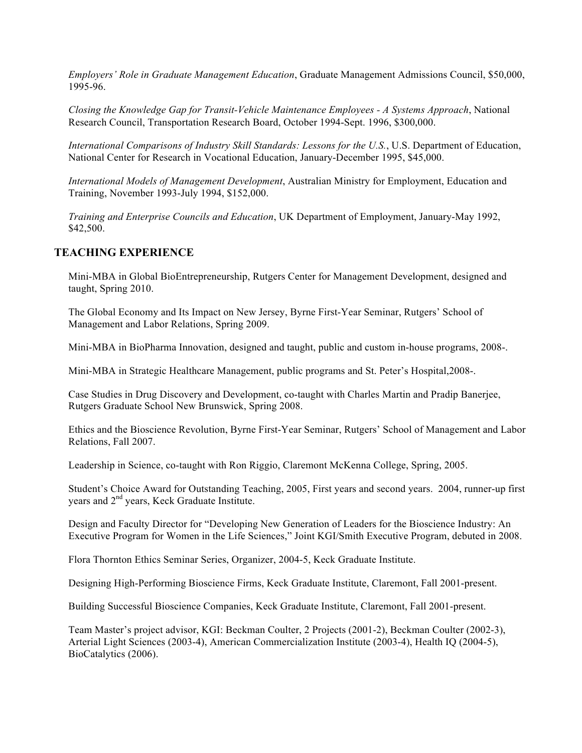*Employers' Role in Graduate Management Education*, Graduate Management Admissions Council, $50,000, 1995-96.

*Closing the Knowledge Gap for Transit-Vehicle Maintenance Employees - A Systems Approach*, National Research Council, Transportation Research Board, October 1994-Sept. 1996, $300,000.

*International Comparisons of Industry Skill Standards: Lessons for the U.S.*, U.S. Department of Education, National Center for Research in Vocational Education, January-December 1995, $45,000.

*International Models of Management Development*, Australian Ministry for Employment, Education and Training, November 1993-July 1994, $152,000.

*Training and Enterprise Councils and Education*, UK Department of Employment, January-May 1992, $42,500.

## TEACHING EXPERIENCE

Mini-MBA in Global BioEntrepreneurship, Rutgers Center for Management Development, designed and taught, Spring 2010.

The Global Economy and Its Impact on New Jersey, Byrne First-Year Seminar, Rutgers' School of Management and Labor Relations, Spring 2009.

Mini-MBA in BioPharma Innovation, designed and taught, public and custom in-house programs, 2008-.

Mini-MBA in Strategic Healthcare Management, public programs and St. Peter's Hospital,2008-.

Case Studies in Drug Discovery and Development, co-taught with Charles Martin and Pradip Banerjee, Rutgers Graduate School New Brunswick, Spring 2008.

Ethics and the Bioscience Revolution, Byrne First-Year Seminar, Rutgers' School of Management and Labor Relations, Fall 2007.

Leadership in Science, co-taught with Ron Riggio, Claremont McKenna College, Spring, 2005.

Student's Choice Award for Outstanding Teaching, 2005, First years and second years. 2004, runner-up first years and 2nd years, Keck Graduate Institute.

Design and Faculty Director for "Developing New Generation of Leaders for the Bioscience Industry: An Executive Program for Women in the Life Sciences," Joint KGI/Smith Executive Program, debuted in 2008.

Flora Thornton Ethics Seminar Series, Organizer, 2004-5, Keck Graduate Institute.

Designing High-Performing Bioscience Firms, Keck Graduate Institute, Claremont, Fall 2001-present.

Building Successful Bioscience Companies, Keck Graduate Institute, Claremont, Fall 2001-present.

Team Master's project advisor, KGI: Beckman Coulter, 2 Projects (2001-2), Beckman Coulter (2002-3), Arterial Light Sciences (2003-4), American Commercialization Institute (2003-4), Health IQ (2004-5), BioCatalytics (2006).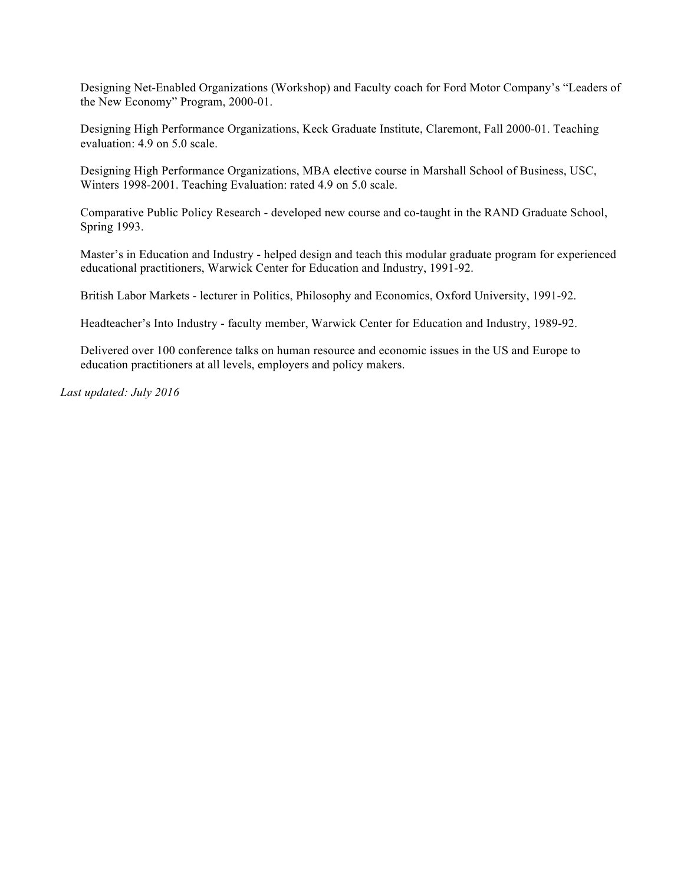Designing Net-Enabled Organizations (Workshop) and Faculty coach for Ford Motor Company's "Leaders of the New Economy" Program, 2000-01.

Designing High Performance Organizations, Keck Graduate Institute, Claremont, Fall 2000-01. Teaching evaluation: 4.9 on 5.0 scale.

Designing High Performance Organizations, MBA elective course in Marshall School of Business, USC, Winters 1998-2001. Teaching Evaluation: rated 4.9 on 5.0 scale.

Comparative Public Policy Research - developed new course and co-taught in the RAND Graduate School, Spring 1993.

Master's in Education and Industry - helped design and teach this modular graduate program for experienced educational practitioners, Warwick Center for Education and Industry, 1991-92.

British Labor Markets - lecturer in Politics, Philosophy and Economics, Oxford University, 1991-92.

Headteacher's Into Industry - faculty member, Warwick Center for Education and Industry, 1989-92.

Delivered over 100 conference talks on human resource and economic issues in the US and Europe to education practitioners at all levels, employers and policy makers.

*Last updated: July 2016*